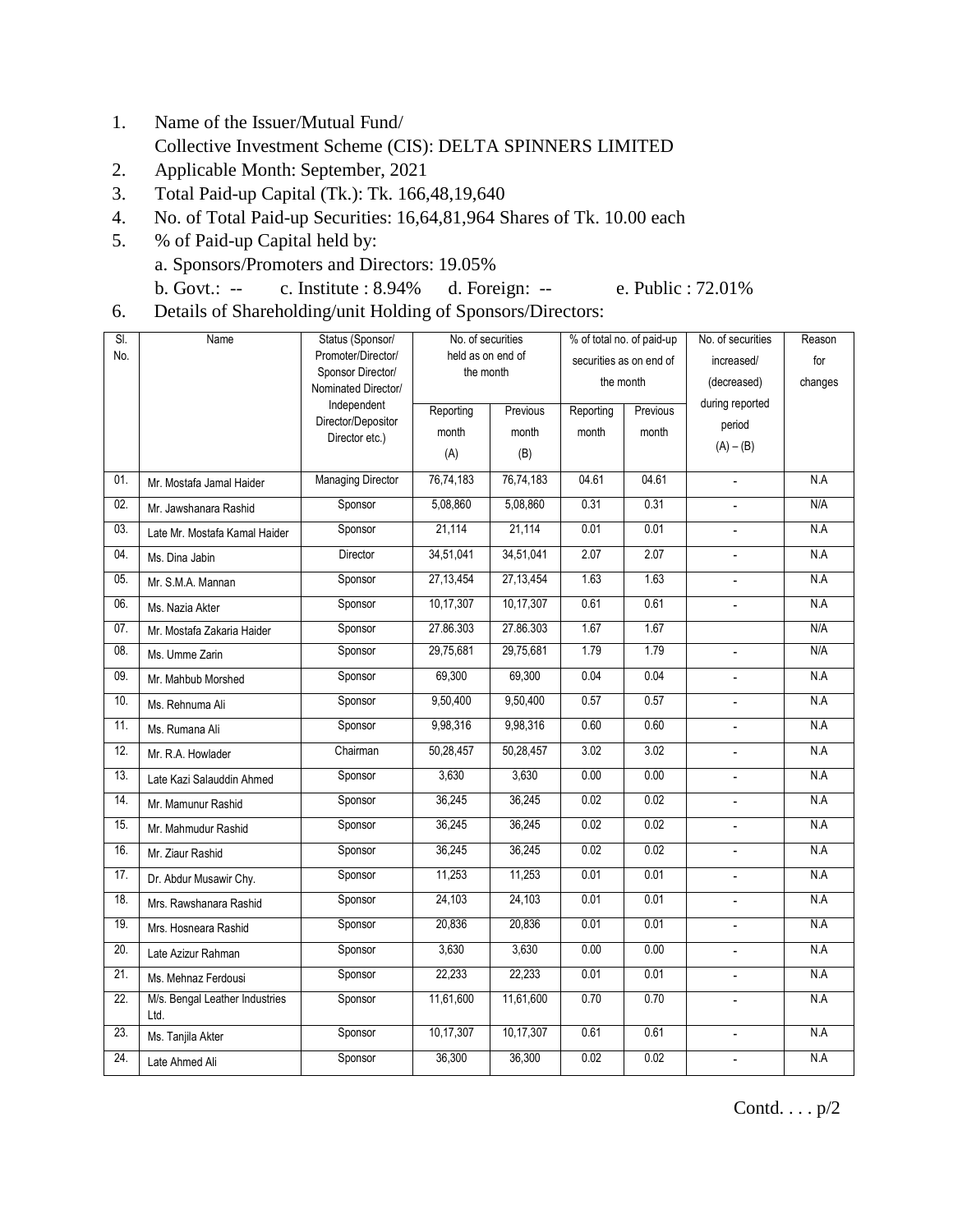1. Name of the Issuer/Mutual Fund/
   Collective Investment Scheme (CIS): DELTA SPINNERS LIMITED
2. Applicable Month: September, 2021
3. Total Paid-up Capital (Tk.): Tk. 166,48,19,640
4. No. of Total Paid-up Securities: 16,64,81,964 Shares of Tk. 10.00 each
5. % of Paid-up Capital held by:
   a. Sponsors/Promoters and Directors: 19.05%
   b. Govt.: -- c. Institute : 8.94% d. Foreign: -- e. Public : 72.01%
6. Details of Shareholding/unit Holding of Sponsors/Directors:

| Sl. No. | Name | Status (Sponsor/ Promoter/Director/ Sponsor Director/ Nominated Director/ Independent Director/Depositor Director etc.) | No. of securities held as on end of the month | | % of total no. of paid-up securities as on end of the month | | No. of securities increased/ (decreased) during reported period (A) – (B) | Reason for changes |
|---|---|---|---|---|---|---|---|---|
| | | | Reporting month (A) | Previous month (B) | Reporting month | Previous month | | |
| 01. | Mr. Mostafa Jamal Haider | Managing Director | 76,74,183 | 76,74,183 | 04.61 | 04.61 | - | N.A |
| 02. | Mr. Jawshanara Rashid | Sponsor | 5,08,860 | 5,08,860 | 0.31 | 0.31 | - | N/A |
| 03. | Late Mr. Mostafa Kamal Haider | Sponsor | 21,114 | 21,114 | 0.01 | 0.01 | - | N.A |
| 04. | Ms. Dina Jabin | Director | 34,51,041 | 34,51,041 | 2.07 | 2.07 | - | N.A |
| 05. | Mr. S.M.A. Mannan | Sponsor | 27,13,454 | 27,13,454 | 1.63 | 1.63 | - | N.A |
| 06. | Ms. Nazia Akter | Sponsor | 10,17,307 | 10,17,307 | 0.61 | 0.61 | - | N.A |
| 07. | Mr. Mostafa Zakaria Haider | Sponsor | 27.86.303 | 27.86.303 | 1.67 | 1.67 | | N/A |
| 08. | Ms. Umme Zarin | Sponsor | 29,75,681 | 29,75,681 | 1.79 | 1.79 | - | N/A |
| 09. | Mr. Mahbub Morshed | Sponsor | 69,300 | 69,300 | 0.04 | 0.04 | - | N.A |
| 10. | Ms. Rehnuma Ali | Sponsor | 9,50,400 | 9,50,400 | 0.57 | 0.57 | - | N.A |
| 11. | Ms. Rumana Ali | Sponsor | 9,98,316 | 9,98,316 | 0.60 | 0.60 | - | N.A |
| 12. | Mr. R.A. Howlader | Chairman | 50,28,457 | 50,28,457 | 3.02 | 3.02 | - | N.A |
| 13. | Late Kazi Salauddin Ahmed | Sponsor | 3,630 | 3,630 | 0.00 | 0.00 | - | N.A |
| 14. | Mr. Mamunur Rashid | Sponsor | 36,245 | 36,245 | 0.02 | 0.02 | - | N.A |
| 15. | Mr. Mahmudur Rashid | Sponsor | 36,245 | 36,245 | 0.02 | 0.02 | - | N.A |
| 16. | Mr. Ziaur Rashid | Sponsor | 36,245 | 36,245 | 0.02 | 0.02 | - | N.A |
| 17. | Dr. Abdur Musawir Chy. | Sponsor | 11,253 | 11,253 | 0.01 | 0.01 | - | N.A |
| 18. | Mrs. Rawshanara Rashid | Sponsor | 24,103 | 24,103 | 0.01 | 0.01 | - | N.A |
| 19. | Mrs. Hosneara Rashid | Sponsor | 20,836 | 20,836 | 0.01 | 0.01 | - | N.A |
| 20. | Late Azizur Rahman | Sponsor | 3,630 | 3,630 | 0.00 | 0.00 | - | N.A |
| 21. | Ms. Mehnaz Ferdousi | Sponsor | 22,233 | 22,233 | 0.01 | 0.01 | - | N.A |
| 22. | M/s. Bengal Leather Industries Ltd. | Sponsor | 11,61,600 | 11,61,600 | 0.70 | 0.70 | - | N.A |
| 23. | Ms. Tanjila Akter | Sponsor | 10,17,307 | 10,17,307 | 0.61 | 0.61 | - | N.A |
| 24. | Late Ahmed Ali | Sponsor | 36,300 | 36,300 | 0.02 | 0.02 | - | N.A |

Contd. . . . p/2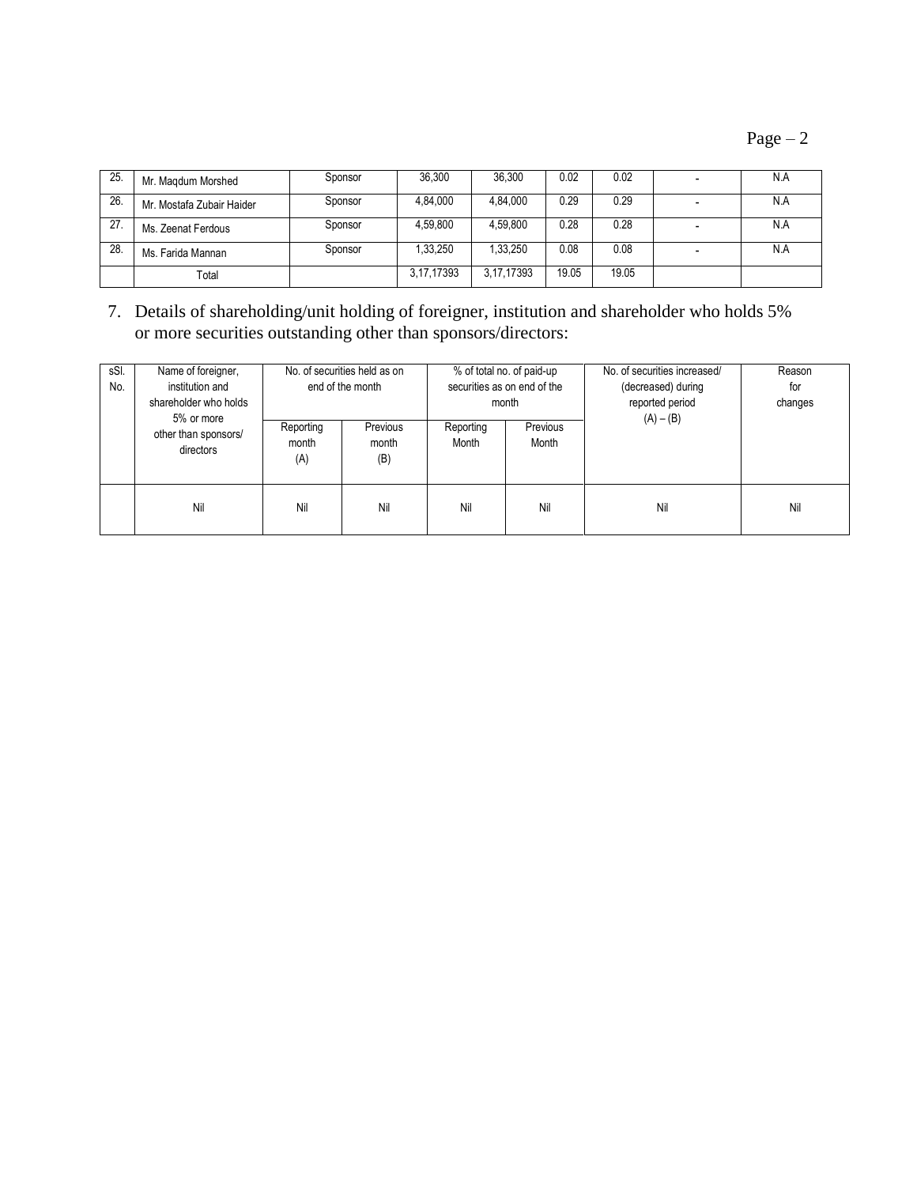| | | | | | | | | | |
|---|---|---|---|---|---|---|---|---|---|
| 25. | Mr. Maqdum Morshed | Sponsor | 36,300 | 36,300 | 0.02 | 0.02 | - | N.A |
| 26. | Mr. Mostafa Zubair Haider | Sponsor | 4,84,000 | 4,84,000 | 0.29 | 0.29 | - | N.A |
| 27. | Ms. Zeenat Ferdous | Sponsor | 4,59,800 | 4,59,800 | 0.28 | 0.28 | - | N.A |
| 28. | Ms. Farida Mannan | Sponsor | 1,33,250 | 1,33,250 | 0.08 | 0.08 | - | N.A |
| | Total | | 3,17,17393 | 3,17,17393 | 19.05 | 19.05 | | |

7. Details of shareholding/unit holding of foreigner, institution and shareholder who holds 5% or more securities outstanding other than sponsors/directors:

| sSl. No. | Name of foreigner, institution and shareholder who holds 5% or more other than sponsors/ directors | No. of securities held as on end of the month | | % of total no. of paid-up securities as on end of the month | | No. of securities increased/ (decreased) during reported period (A) – (B) | Reason for changes |
|---|---|---|---|---|---|---|---|
| | | Reporting month (A) | Previous month (B) | Reporting Month | Previous Month | | |
| | Nil | Nil | Nil | Nil | Nil | Nil | Nil |